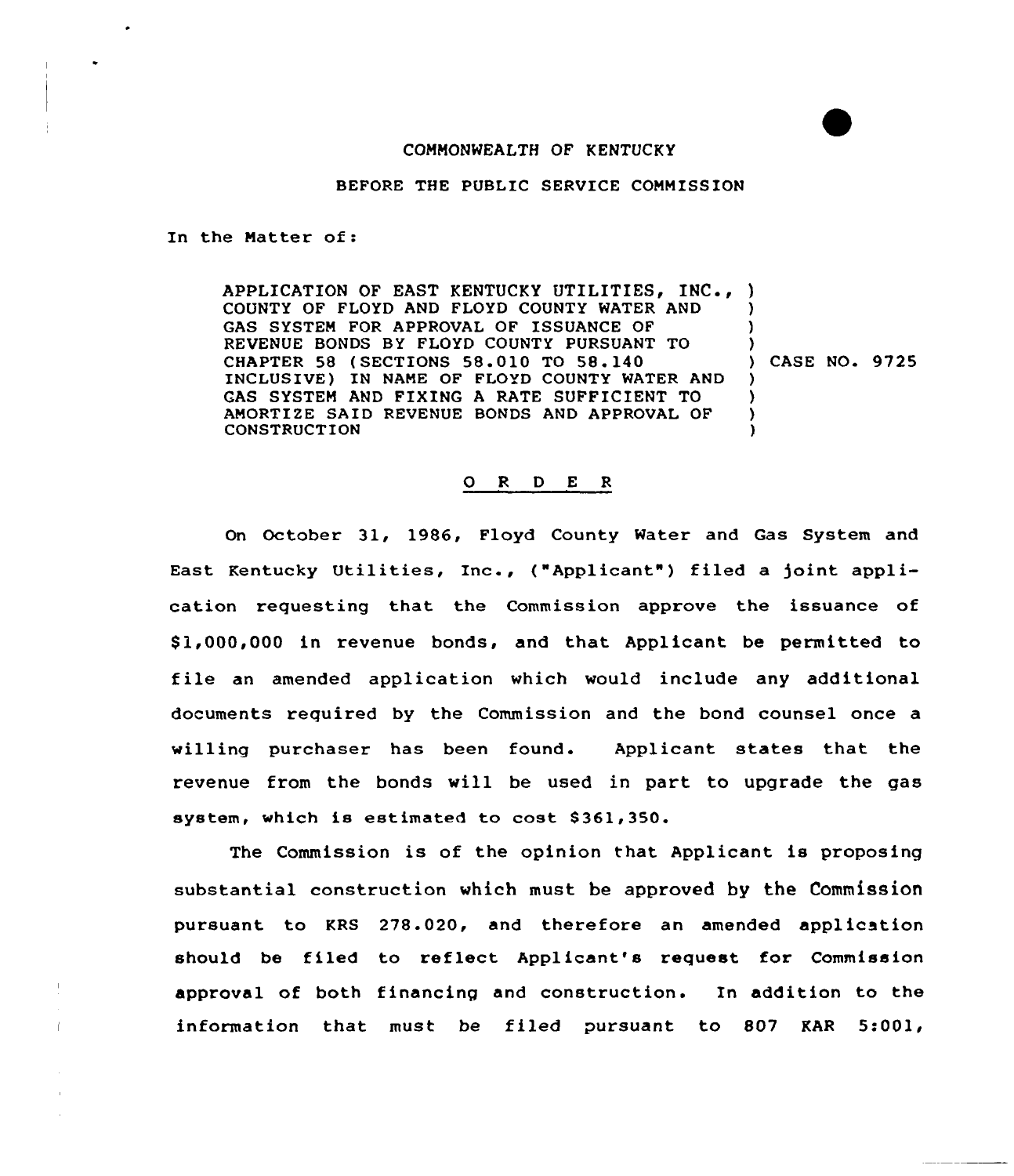COMMONWEALTH OF KENTUCKY

BEFORE THE PUBLIC SERVICE COMMISSION

In the Matter of:

| | |
|---|---|
| APPLICATION OF EAST KENTUCKY UTILITIES, INC., COUNTY OF FLOYD AND FLOYD COUNTY WATER AND GAS SYSTEM FOR APPROVAL OF ISSUANCE OF REVENUE BONDS BY FLOYD COUNTY PURSUANT TO CHAPTER 58 (SECTIONS 58.010 TO 58.140 INCLUSIVE) IN NAME OF FLOYD COUNTY WATER AND GAS SYSTEM AND FIXING A RATE SUFFICIENT TO AMORTIZE SAID REVENUE BONDS AND APPROVAL OF CONSTRUCTION | ) CASE NO. 9725 |

## O R D E R

On October 31, 1986, Floyd County Water and Gas System and East Kentucky Utilities, Inc., ("Applicant") filed a joint application requesting that the Commission approve the issuance of $1,000,000 in revenue bonds, and that Applicant be permitted to file an amended application which would include any additional documents required by the Commission and the bond counsel once a willing purchaser has been found. Applicant states that the revenue from the bonds will be used in part to upgrade the gas system, which is estimated to cost $361,350.

The Commission is of the opinion that Applicant is proposing substantial construction which must be approved by the Commission pursuant to KRS 278.020, and therefore an amended application should be filed to reflect Applicant's request for Commission approval of both financing and construction. In addition to the information that must be filed pursuant to 807 KAR 5:001,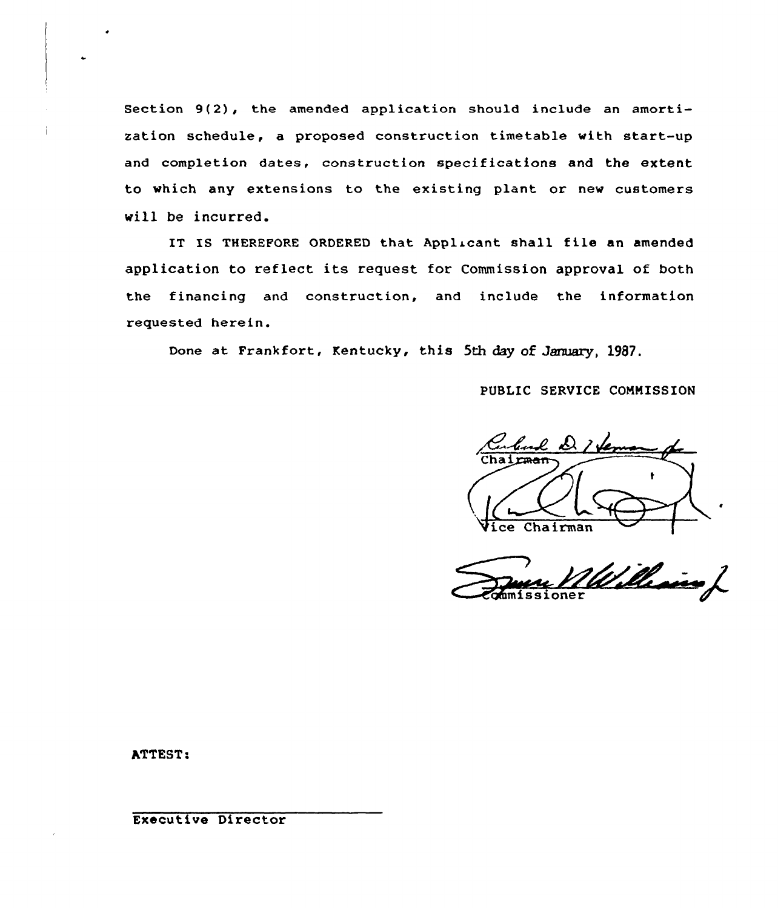Section 9(2), the amended application should include an amortization schedule, a proposed construction timetable with start-up and completion dates, construction specifications and the extent to which any extensions to the existing plant or new customers will be incurred.

IT IS THEREFORE ORDERED that Applicant shall file an amended application to reflect its request for Commission approval of both the financing and construction, and include the information requested herein.

Done at Frankfort, Kentucky, this 5th day of January, 1987.

PUBLIC SERVICE COMMISSION

Chairman

Vice Chairman

Commissioner

ATTEST:

Executive Director